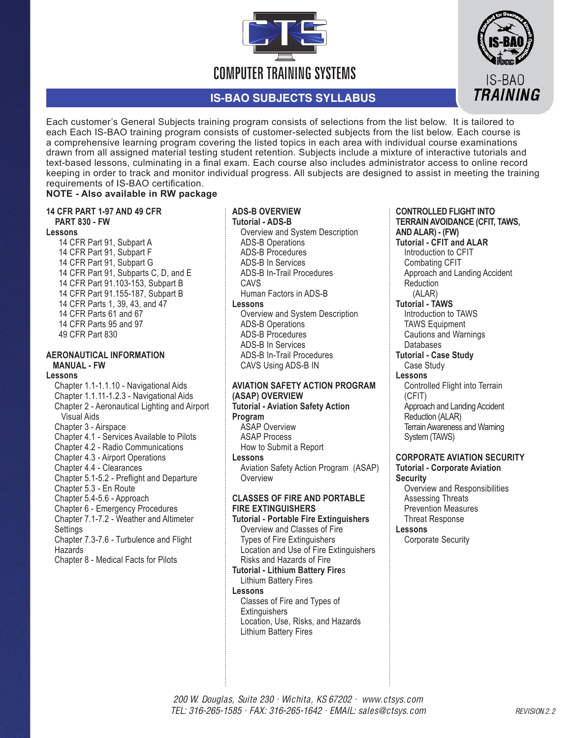COMPUTER TRAINING SYSTEMS

IS-BAO TRAINING

## IS-BAO SUBJECTS SYLLABUS

Each customer's General Subjects training program consists of selections from the list below. It is tailored to each Each IS-BAO training program consists of customer-selected subjects from the list below. Each course is a comprehensive learning program covering the listed topics in each area with individual course examinations drawn from all assigned material testing student retention. Subjects include a mixture of interactive tutorials and text-based lessons, culminating in a final exam. Each course also includes administrator access to online record keeping in order to track and monitor individual progress. All subjects are designed to assist in meeting the training requirements of IS-BAO certification.

**NOTE - Also available in RW package**

### 14 CFR PART 1-97 AND 49 CFR PART 830 - FW

**Lessons**

- 14 CFR Part 91, Subpart A
- 14 CFR Part 91, Subpart F
- 14 CFR Part 91, Subpart G
- 14 CFR Part 91, Subparts C, D, and E
- 14 CFR Part 91.103-153, Subpart B
- 14 CFR Part 91.155-187, Subpart B
- 14 CFR Parts 1, 39, 43, and 47
- 14 CFR Parts 61 and 67
- 14 CFR Parts 95 and 97
- 49 CFR Part 830

### AERONAUTICAL INFORMATION MANUAL - FW

**Lessons**

- Chapter 1.1-1.1.10 - Navigational Aids
- Chapter 1.1.11-1.2.3 - Navigational Aids
- Chapter 2 - Aeronautical Lighting and Airport Visual Aids
- Chapter 3 - Airspace
- Chapter 4.1 - Services Available to Pilots
- Chapter 4.2 - Radio Communications
- Chapter 4.3 - Airport Operations
- Chapter 4.4 - Clearances
- Chapter 5.1-5.2 - Preflight and Departure
- Chapter 5.3 - En Route
- Chapter 5.4-5.6 - Approach
- Chapter 6 - Emergency Procedures
- Chapter 7.1-7.2 - Weather and Altimeter Settings
- Chapter 7.3-7.6 - Turbulence and Flight Hazards
- Chapter 8 - Medical Facts for Pilots

### ADS-B OVERVIEW

**Tutorial - ADS-B**

- Overview and System Description
- ADS-B Operations
- ADS-B Procedures
- ADS-B In Services
- ADS-B In-Trail Procedures
- CAVS
- Human Factors in ADS-B

**Lessons**

- Overview and System Description
- ADS-B Operations
- ADS-B Procedures
- ADS-B In Services
- ADS-B In-Trail Procedures
- CAVS Using ADS-B IN

### AVIATION SAFETY ACTION PROGRAM (ASAP) OVERVIEW

**Tutorial - Aviation Safety Action Program**

- ASAP Overview
- ASAP Process
- How to Submit a Report

**Lessons**

- Aviation Safety Action Program (ASAP) Overview

### CLASSES OF FIRE AND PORTABLE FIRE EXTINGUISHERS

**Tutorial - Portable Fire Extinguishers**

- Overview and Classes of Fire
- Types of Fire Extinguishers
- Location and Use of Fire Extinguishers
- Risks and Hazards of Fire

**Tutorial - Lithium Battery Fires**

- Lithium Battery Fires

**Lessons**

- Classes of Fire and Types of Extinguishers
- Location, Use, Risks, and Hazards
- Lithium Battery Fires

### CONTROLLED FLIGHT INTO TERRAIN AVOIDANCE (CFIT, TAWS, AND ALAR) - (FW)

**Tutorial - CFIT and ALAR**

- Introduction to CFIT
- Combating CFIT
- Approach and Landing Accident Reduction (ALAR)

**Tutorial - TAWS**

- Introduction to TAWS
- TAWS Equipment
- Cautions and Warnings
- Databases

**Tutorial - Case Study**

- Case Study

**Lessons**

- Controlled Flight into Terrain (CFIT)
- Approach and Landing Accident Reduction (ALAR)
- Terrain Awareness and Warning System (TAWS)

### CORPORATE AVIATION SECURITY

**Tutorial - Corporate Aviation Security**

- Overview and Responsibilities
- Assessing Threats
- Prevention Measures
- Threat Response

**Lessons**

- Corporate Security

*200 W. Douglas, Suite 230 · Wichita, KS 67202 · www.ctsys.com*
*TEL: 316-265-1585 · FAX: 316-265-1642 · EMAIL: sales@ctsys.com*

*REVISION 2.2*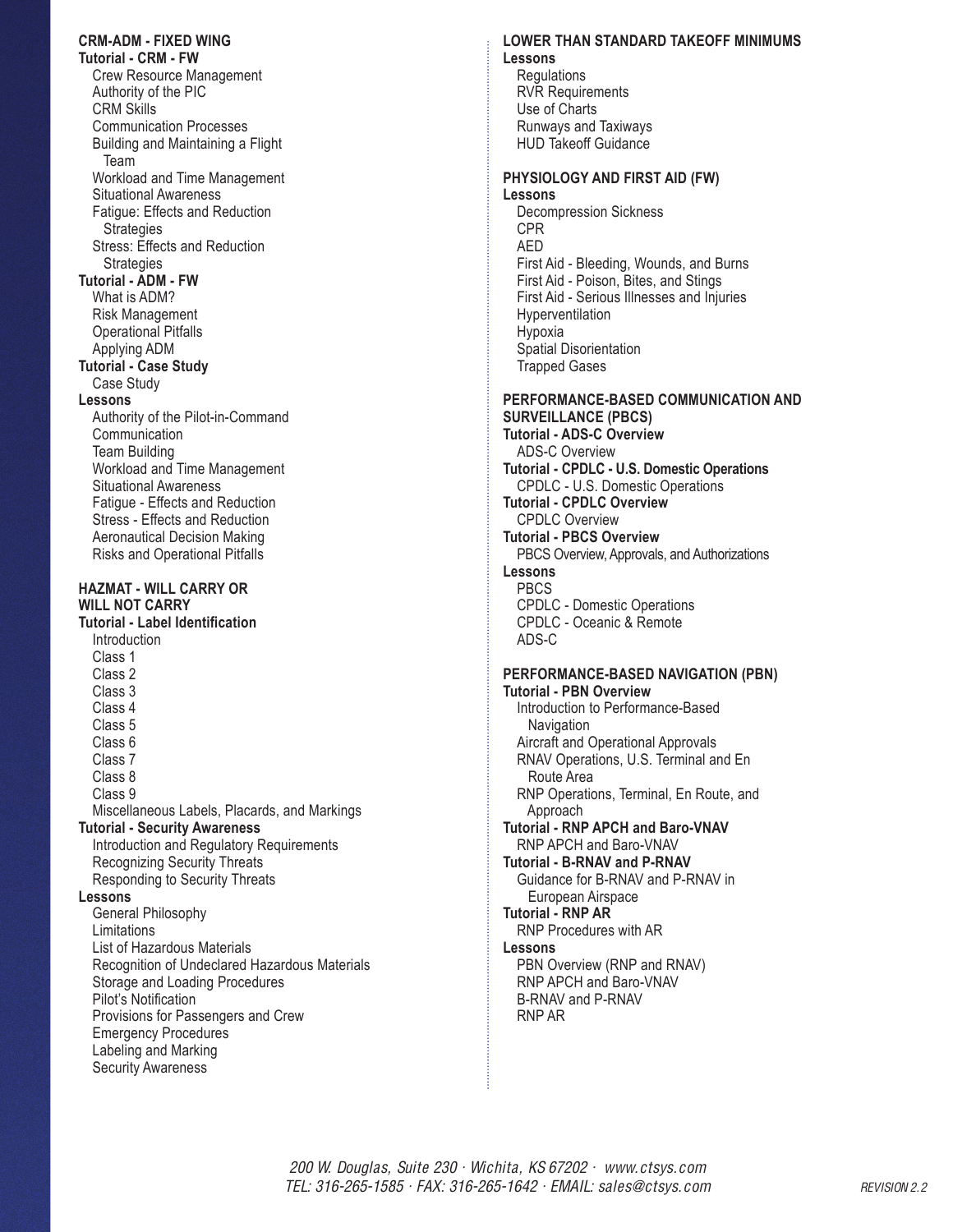## CRM-ADM - FIXED WING

**Tutorial - CRM - FW**
- Crew Resource Management
- Authority of the PIC
- CRM Skills
- Communication Processes
- Building and Maintaining a Flight Team
- Workload and Time Management
- Situational Awareness
- Fatigue: Effects and Reduction Strategies
- Stress: Effects and Reduction Strategies

**Tutorial - ADM - FW**
- What is ADM?
- Risk Management
- Operational Pitfalls
- Applying ADM

**Tutorial - Case Study**
- Case Study

**Lessons**
- Authority of the Pilot-in-Command
- Communication
- Team Building
- Workload and Time Management
- Situational Awareness
- Fatigue - Effects and Reduction
- Stress - Effects and Reduction
- Aeronautical Decision Making
- Risks and Operational Pitfalls

## HAZMAT - WILL CARRY OR WILL NOT CARRY

**Tutorial - Label Identification**
- Introduction
- Class 1
- Class 2
- Class 3
- Class 4
- Class 5
- Class 6
- Class 7
- Class 8
- Class 9
- Miscellaneous Labels, Placards, and Markings

**Tutorial - Security Awareness**
- Introduction and Regulatory Requirements
- Recognizing Security Threats
- Responding to Security Threats

**Lessons**
- General Philosophy
- Limitations
- List of Hazardous Materials
- Recognition of Undeclared Hazardous Materials
- Storage and Loading Procedures
- Pilot's Notification
- Provisions for Passengers and Crew
- Emergency Procedures
- Labeling and Marking
- Security Awareness

## LOWER THAN STANDARD TAKEOFF MINIMUMS

**Lessons**
- Regulations
- RVR Requirements
- Use of Charts
- Runways and Taxiways
- HUD Takeoff Guidance

## PHYSIOLOGY AND FIRST AID (FW)

**Lessons**
- Decompression Sickness
- CPR
- AED
- First Aid - Bleeding, Wounds, and Burns
- First Aid - Poison, Bites, and Stings
- First Aid - Serious Illnesses and Injuries
- Hyperventilation
- Hypoxia
- Spatial Disorientation
- Trapped Gases

## PERFORMANCE-BASED COMMUNICATION AND SURVEILLANCE (PBCS)

**Tutorial - ADS-C Overview**
- ADS-C Overview

**Tutorial - CPDLC - U.S. Domestic Operations**
- CPDLC - U.S. Domestic Operations

**Tutorial - CPDLC Overview**
- CPDLC Overview

**Tutorial - PBCS Overview**
- PBCS Overview, Approvals, and Authorizations

**Lessons**
- PBCS
- CPDLC - Domestic Operations
- CPDLC - Oceanic & Remote
- ADS-C

## PERFORMANCE-BASED NAVIGATION (PBN)

**Tutorial - PBN Overview**
- Introduction to Performance-Based Navigation
- Aircraft and Operational Approvals
- RNAV Operations, U.S. Terminal and En Route Area
- RNP Operations, Terminal, En Route, and Approach

**Tutorial - RNP APCH and Baro-VNAV**
- RNP APCH and Baro-VNAV

**Tutorial - B-RNAV and P-RNAV**
- Guidance for B-RNAV and P-RNAV in European Airspace

**Tutorial - RNP AR**
- RNP Procedures with AR

**Lessons**
- PBN Overview (RNP and RNAV)
- RNP APCH and Baro-VNAV
- B-RNAV and P-RNAV
- RNP AR

*200 W. Douglas, Suite 230 · Wichita, KS 67202 · www.ctsys.com*
*TEL: 316-265-1585 · FAX: 316-265-1642 · EMAIL: sales@ctsys.com*

*REVISION 2.2*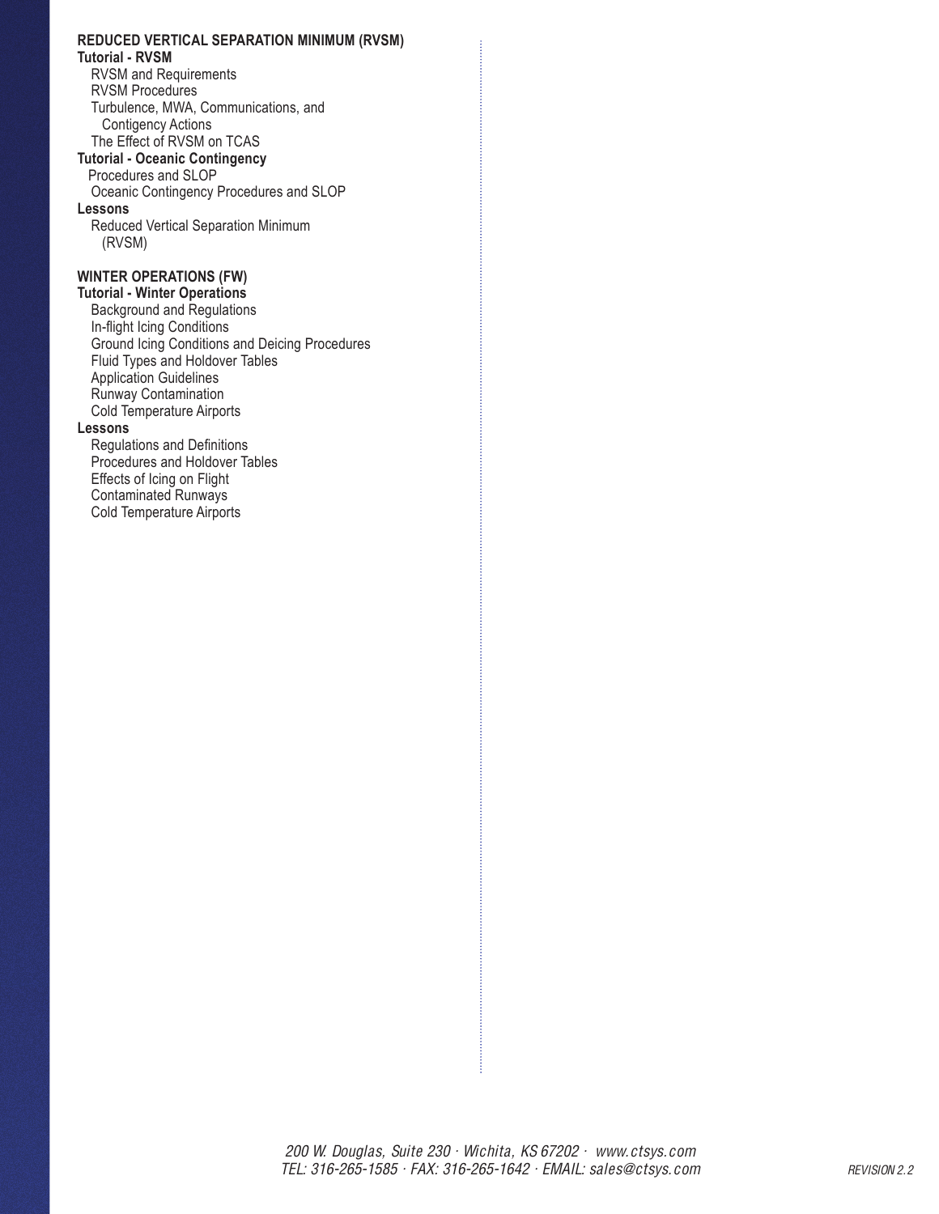**REDUCED VERTICAL SEPARATION MINIMUM (RVSM)**

**Tutorial - RVSM**

- RVSM and Requirements
- RVSM Procedures
- Turbulence, MWA, Communications, and Contigency Actions
- The Effect of RVSM on TCAS

**Tutorial - Oceanic Contingency Procedures and SLOP**

- Oceanic Contingency Procedures and SLOP

**Lessons**

- Reduced Vertical Separation Minimum (RVSM)

**WINTER OPERATIONS (FW)**

**Tutorial - Winter Operations**

- Background and Regulations
- In-flight Icing Conditions
- Ground Icing Conditions and Deicing Procedures
- Fluid Types and Holdover Tables
- Application Guidelines
- Runway Contamination
- Cold Temperature Airports

**Lessons**

- Regulations and Definitions
- Procedures and Holdover Tables
- Effects of Icing on Flight
- Contaminated Runways
- Cold Temperature Airports

*200 W. Douglas, Suite 230 · Wichita, KS 67202 · www.ctsys.com*
*TEL: 316-265-1585 · FAX: 316-265-1642 · EMAIL: sales@ctsys.com*

*REVISION 2.2*